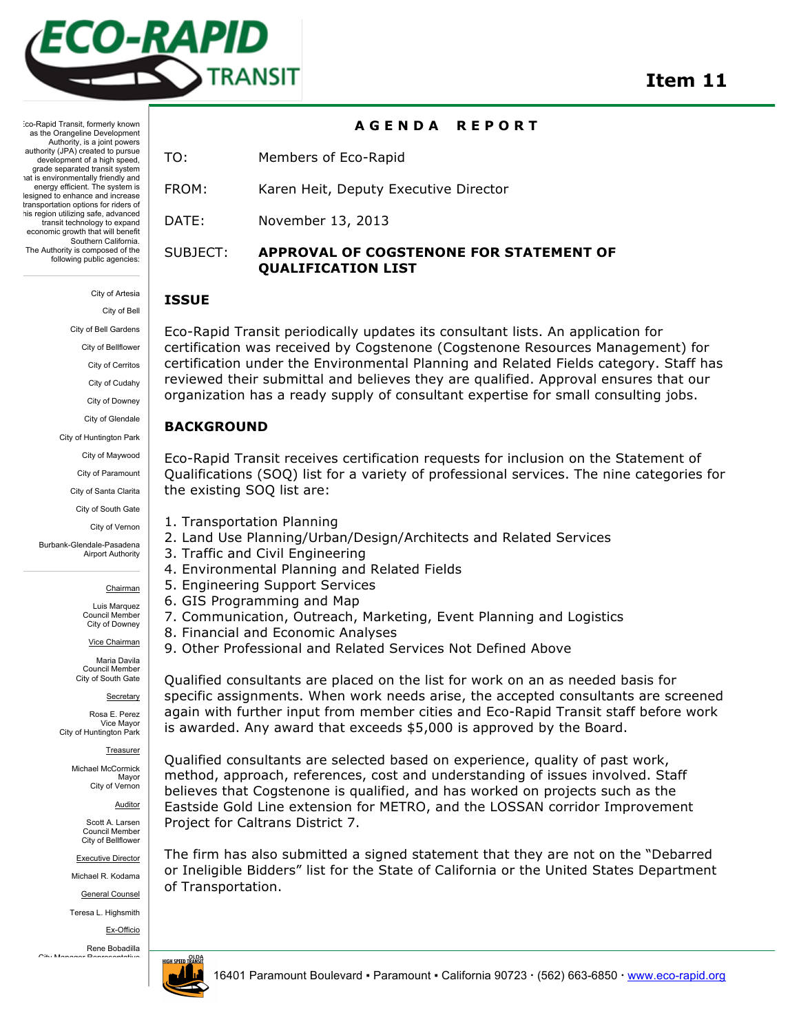# Item 11

Eco-Rapid Transit, formerly known as the Orangeline Development Authority, is a joint powers authority (JPA) created to pursue development of a high speed, grade separated transit system that is environmentally friendly and energy efficient. The system is designed to enhance and increase transportation options for riders of this region utilizing safe, advanced transit technology to expand economic growth that will benefit Southern California.

The Authority is composed of the following public agencies:

City of Artesia
City of Bell
City of Bell Gardens
City of Bellflower
City of Cerritos
City of Cudahy
City of Downey
City of Glendale
City of Huntington Park
City of Maywood
City of Paramount
City of Santa Clarita
City of South Gate
City of Vernon
Burbank-Glendale-Pasadena Airport Authority

Chairman
Luis Marquez
Council Member
City of Downey

Vice Chairman
Maria Davila
Council Member
City of South Gate

Secretary
Rosa E. Perez
Vice Mayor
City of Huntington Park

Treasurer
Michael McCormick
Mayor
City of Vernon

Auditor
Scott A. Larsen
Council Member
City of Bellflower

Executive Director
Michael R. Kodama

General Counsel
Teresa L. Highsmith

Ex-Officio
Rene Bobadilla
City Manager Representative

## AGENDA REPORT

TO: Members of Eco-Rapid

FROM: Karen Heit, Deputy Executive Director

DATE: November 13, 2013

SUBJECT: **APPROVAL OF COGSTENONE FOR STATEMENT OF QUALIFICATION LIST**

### ISSUE

Eco-Rapid Transit periodically updates its consultant lists. An application for certification was received by Cogstenone (Cogstenone Resources Management) for certification under the Environmental Planning and Related Fields category. Staff has reviewed their submittal and believes they are qualified. Approval ensures that our organization has a ready supply of consultant expertise for small consulting jobs.

### BACKGROUND

Eco-Rapid Transit receives certification requests for inclusion on the Statement of Qualifications (SOQ) list for a variety of professional services. The nine categories for the existing SOQ list are:

1. Transportation Planning
2. Land Use Planning/Urban/Design/Architects and Related Services
3. Traffic and Civil Engineering
4. Environmental Planning and Related Fields
5. Engineering Support Services
6. GIS Programming and Map
7. Communication, Outreach, Marketing, Event Planning and Logistics
8. Financial and Economic Analyses
9. Other Professional and Related Services Not Defined Above

Qualified consultants are placed on the list for work on an as needed basis for specific assignments. When work needs arise, the accepted consultants are screened again with further input from member cities and Eco-Rapid Transit staff before work is awarded. Any award that exceeds $5,000 is approved by the Board.

Qualified consultants are selected based on experience, quality of past work, method, approach, references, cost and understanding of issues involved. Staff believes that Cogstenone is qualified, and has worked on projects such as the Eastside Gold Line extension for METRO, and the LOSSAN corridor Improvement Project for Caltrans District 7.

The firm has also submitted a signed statement that they are not on the "Debarred or Ineligible Bidders" list for the State of California or the United States Department of Transportation.

16401 Paramount Boulevard ▪ Paramount ▪ California 90723 · (562) 663-6850 · www.eco-rapid.org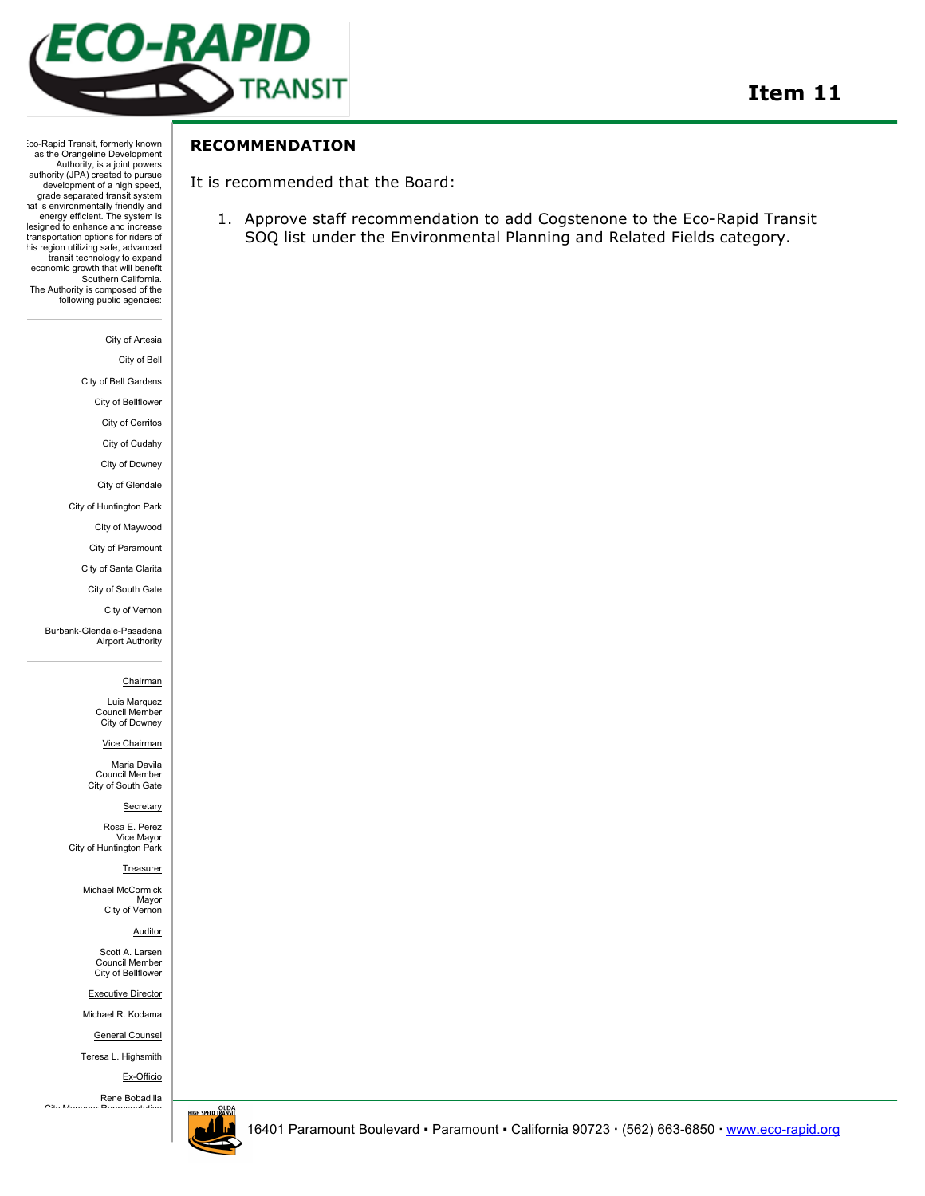# Item 11

Eco-Rapid Transit, formerly known as the Orangeline Development Authority, is a joint powers authority (JPA) created to pursue development of a high speed, grade separated transit system that is environmentally friendly and energy efficient. The system is designed to enhance and increase transportation options for riders of this region utilizing safe, advanced transit technology to expand economic growth that will benefit Southern California. The Authority is composed of the following public agencies:

City of Artesia
City of Bell
City of Bell Gardens
City of Bellflower
City of Cerritos
City of Cudahy
City of Downey
City of Glendale
City of Huntington Park
City of Maywood
City of Paramount
City of Santa Clarita
City of South Gate
City of Vernon
Burbank-Glendale-Pasadena Airport Authority

Chairman
Luis Marquez
Council Member
City of Downey

Vice Chairman
Maria Davila
Council Member
City of South Gate

Secretary
Rosa E. Perez
Vice Mayor
City of Huntington Park

Treasurer
Michael McCormick
Mayor
City of Vernon

Auditor
Scott A. Larsen
Council Member
City of Bellflower

Executive Director
Michael R. Kodama

General Counsel
Teresa L. Highsmith

Ex-Officio
Rene Bobadilla
City Manager Representative

## RECOMMENDATION

It is recommended that the Board:

1. Approve staff recommendation to add Cogstenone to the Eco-Rapid Transit SOQ list under the Environmental Planning and Related Fields category.

16401 Paramount Boulevard ▪ Paramount ▪ California 90723 · (562) 663-6850 · www.eco-rapid.org